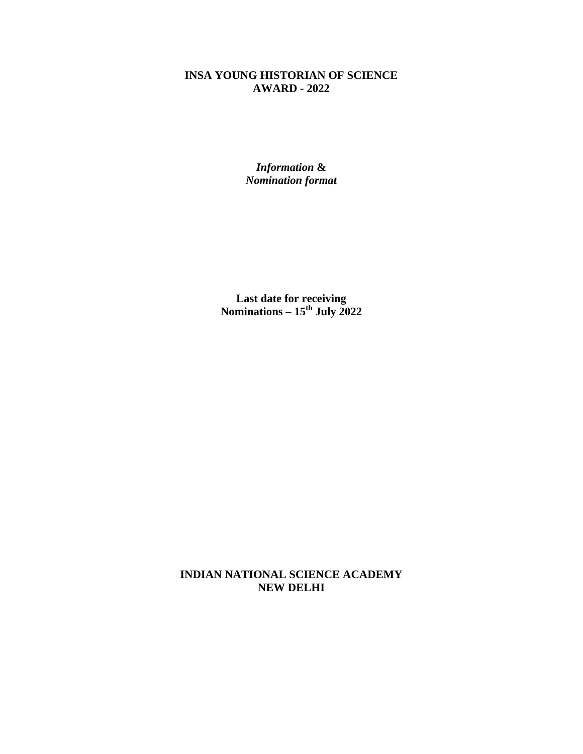# INSA YOUNG HISTORIAN OF SCIENCE AWARD - 2022

***Information* & *Nomination format***

**Last date for receiving Nominations – 15th July 2022**

**INDIAN NATIONAL SCIENCE ACADEMY**
**NEW DELHI**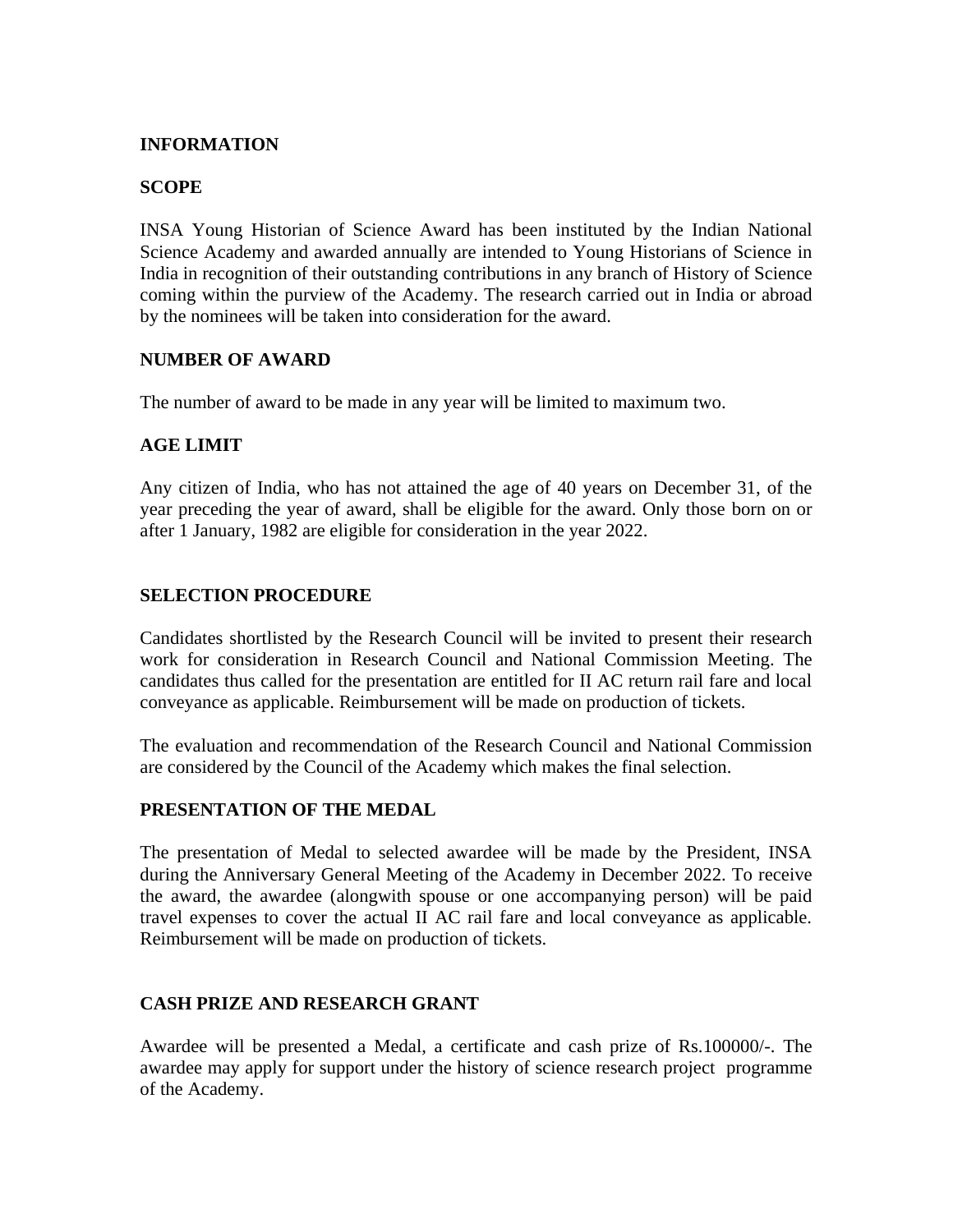**INFORMATION**

**SCOPE**

INSA Young Historian of Science Award has been instituted by the Indian National Science Academy and awarded annually are intended to Young Historians of Science in India in recognition of their outstanding contributions in any branch of History of Science coming within the purview of the Academy. The research carried out in India or abroad by the nominees will be taken into consideration for the award.

**NUMBER OF AWARD**

The number of award to be made in any year will be limited to maximum two.

**AGE LIMIT**

Any citizen of India, who has not attained the age of 40 years on December 31, of the year preceding the year of award, shall be eligible for the award. Only those born on or after 1 January, 1982 are eligible for consideration in the year 2022.

**SELECTION PROCEDURE**

Candidates shortlisted by the Research Council will be invited to present their research work for consideration in Research Council and National Commission Meeting. The candidates thus called for the presentation are entitled for II AC return rail fare and local conveyance as applicable. Reimbursement will be made on production of tickets.

The evaluation and recommendation of the Research Council and National Commission are considered by the Council of the Academy which makes the final selection.

**PRESENTATION OF THE MEDAL**

The presentation of Medal to selected awardee will be made by the President, INSA during the Anniversary General Meeting of the Academy in December 2022. To receive the award, the awardee (alongwith spouse or one accompanying person) will be paid travel expenses to cover the actual II AC rail fare and local conveyance as applicable. Reimbursement will be made on production of tickets.

**CASH PRIZE AND RESEARCH GRANT**

Awardee will be presented a Medal, a certificate and cash prize of Rs.100000/-. The awardee may apply for support under the history of science research project programme of the Academy.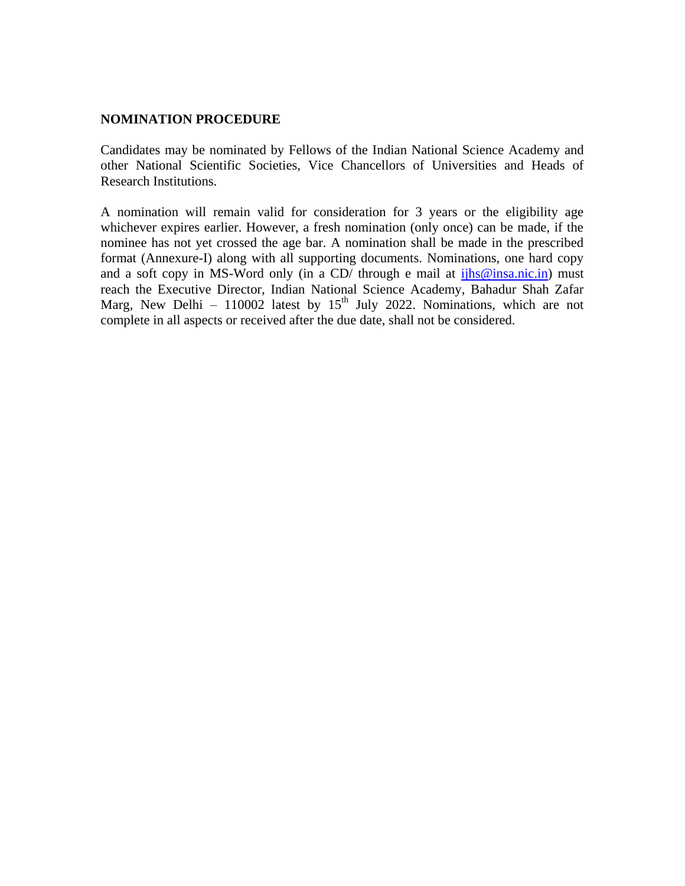**NOMINATION PROCEDURE**

Candidates may be nominated by Fellows of the Indian National Science Academy and other National Scientific Societies, Vice Chancellors of Universities and Heads of Research Institutions.

A nomination will remain valid for consideration for 3 years or the eligibility age whichever expires earlier. However, a fresh nomination (only once) can be made, if the nominee has not yet crossed the age bar. A nomination shall be made in the prescribed format (Annexure-I) along with all supporting documents. Nominations, one hard copy and a soft copy in MS-Word only (in a CD/ through e mail at ijhs@insa.nic.in) must reach the Executive Director, Indian National Science Academy, Bahadur Shah Zafar Marg, New Delhi – 110002 latest by 15th July 2022. Nominations, which are not complete in all aspects or received after the due date, shall not be considered.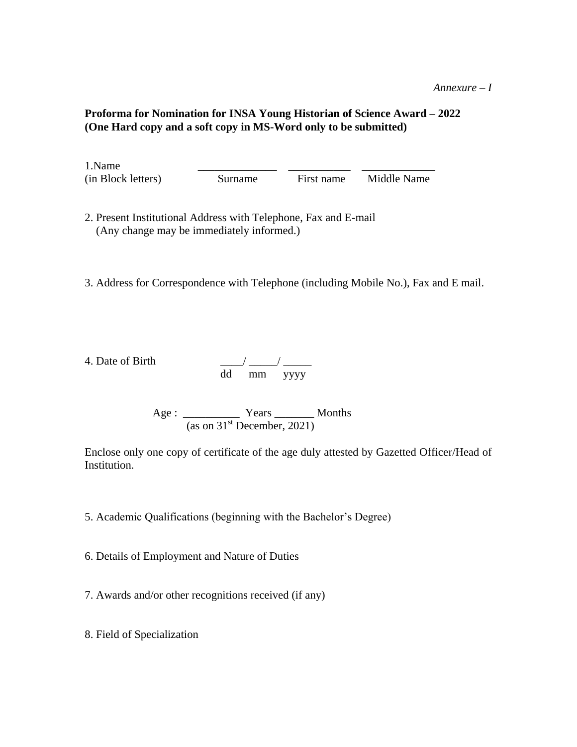*Annexure – I*

**Proforma for Nomination for INSA Young Historian of Science Award – 2022**
**(One Hard copy and a soft copy in MS-Word only to be submitted)**

1.Name ______________ ___________ _____________
(in Block letters) Surname First name Middle Name

2. Present Institutional Address with Telephone, Fax and E-mail
(Any change may be immediately informed.)

3. Address for Correspondence with Telephone (including Mobile No.), Fax and E mail.

4. Date of Birth ____/ _____/ _____
dd mm yyyy

Age : __________ Years _______ Months
(as on 31st December, 2021)

Enclose only one copy of certificate of the age duly attested by Gazetted Officer/Head of Institution.

5. Academic Qualifications (beginning with the Bachelor's Degree)

6. Details of Employment and Nature of Duties

7. Awards and/or other recognitions received (if any)

8. Field of Specialization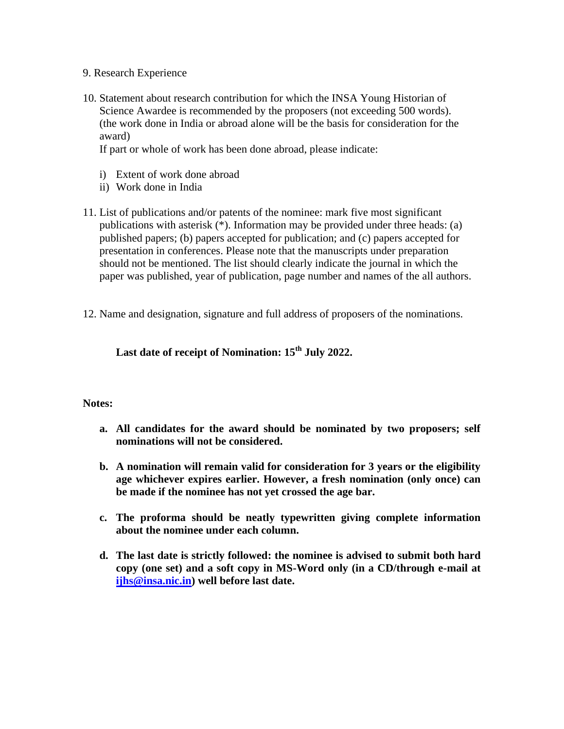9. Research Experience

10. Statement about research contribution for which the INSA Young Historian of Science Awardee is recommended by the proposers (not exceeding 500 words). (the work done in India or abroad alone will be the basis for consideration for the award)
    If part or whole of work has been done abroad, please indicate:

    i) Extent of work done abroad
    ii) Work done in India

11. List of publications and/or patents of the nominee: mark five most significant publications with asterisk (*). Information may be provided under three heads: (a) published papers; (b) papers accepted for publication; and (c) papers accepted for presentation in conferences. Please note that the manuscripts under preparation should not be mentioned. The list should clearly indicate the journal in which the paper was published, year of publication, page number and names of the all authors.

12. Name and designation, signature and full address of proposers of the nominations.

**Last date of receipt of Nomination: 15th July 2022.**

**Notes:**

a. **All candidates for the award should be nominated by two proposers; self nominations will not be considered.**

b. **A nomination will remain valid for consideration for 3 years or the eligibility age whichever expires earlier. However, a fresh nomination (only once) can be made if the nominee has not yet crossed the age bar.**

c. **The proforma should be neatly typewritten giving complete information about the nominee under each column.**

d. **The last date is strictly followed: the nominee is advised to submit both hard copy (one set) and a soft copy in MS-Word only (in a CD/through e-mail at ijhs@insa.nic.in) well before last date.**